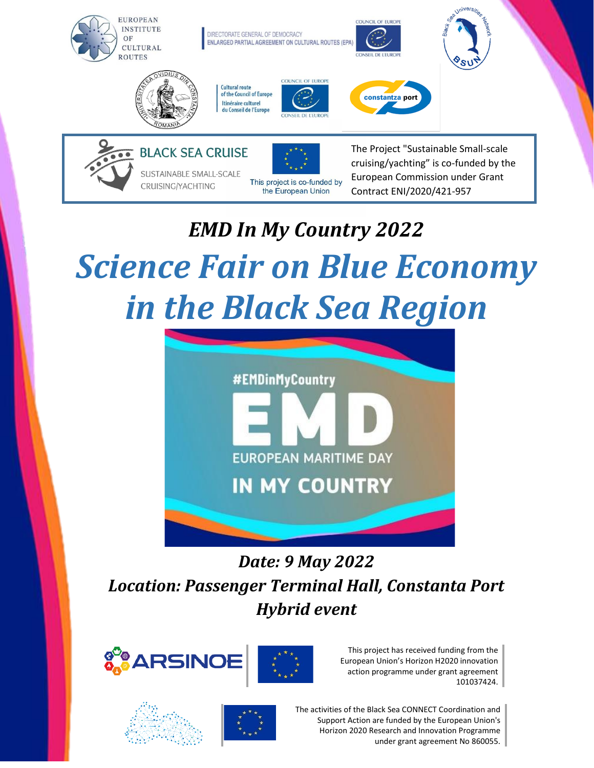EUROPEAN INSTITUTE OF CULTURAL ROUTES

DIRECTORATE GENERAL OF DEMOCRACY
ENLARGED PARTIAL AGREEMENT ON CULTURAL ROUTES (EPA)

COUNCIL OF EUROPE
CONSEIL DE L'EUROPE

Black Sea Universities Network
BSUN

Universitatea Ovidius din Constanța, România

Cultural route of the Council of Europe
Itinéraire culturel du Conseil de l'Europe

constantza port

BLACK SEA CRUISE
SUSTAINABLE SMALL-SCALE CRUISING/YACHTING

This project is co-funded by the European Union

The Project "Sustainable Small-scale cruising/yachting" is co-funded by the European Commission under Grant Contract ENI/2020/421-957

## *EMD In My Country 2022*

# *Science Fair on Blue Economy in the Black Sea Region*

#EMDinMyCountry
EMD
EUROPEAN MARITIME DAY
IN MY COUNTRY

### *Date: 9 May 2022*
### *Location: Passenger Terminal Hall, Constanta Port*
### *Hybrid event*

ARSINOE

This project has received funding from the European Union's Horizon H2020 innovation action programme under grant agreement 101037424.

The activities of the Black Sea CONNECT Coordination and Support Action are funded by the European Union's Horizon 2020 Research and Innovation Programme under grant agreement No 860055.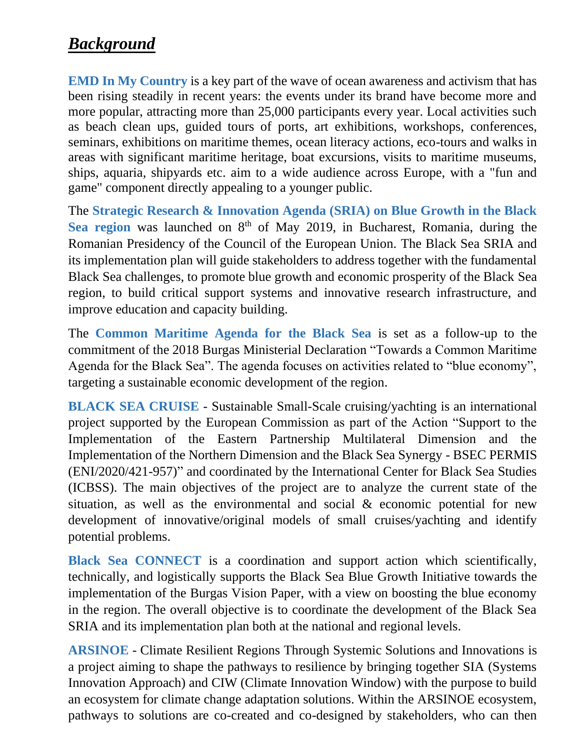## ***Background***

**EMD In My Country** is a key part of the wave of ocean awareness and activism that has been rising steadily in recent years: the events under its brand have become more and more popular, attracting more than 25,000 participants every year. Local activities such as beach clean ups, guided tours of ports, art exhibitions, workshops, conferences, seminars, exhibitions on maritime themes, ocean literacy actions, eco-tours and walks in areas with significant maritime heritage, boat excursions, visits to maritime museums, ships, aquaria, shipyards etc. aim to a wide audience across Europe, with a "fun and game" component directly appealing to a younger public.

The **Strategic Research & Innovation Agenda (SRIA) on Blue Growth in the Black Sea region** was launched on 8th of May 2019, in Bucharest, Romania, during the Romanian Presidency of the Council of the European Union. The Black Sea SRIA and its implementation plan will guide stakeholders to address together with the fundamental Black Sea challenges, to promote blue growth and economic prosperity of the Black Sea region, to build critical support systems and innovative research infrastructure, and improve education and capacity building.

The **Common Maritime Agenda for the Black Sea** is set as a follow-up to the commitment of the 2018 Burgas Ministerial Declaration "Towards a Common Maritime Agenda for the Black Sea". The agenda focuses on activities related to "blue economy", targeting a sustainable economic development of the region.

**BLACK SEA CRUISE** - Sustainable Small-Scale cruising/yachting is an international project supported by the European Commission as part of the Action "Support to the Implementation of the Eastern Partnership Multilateral Dimension and the Implementation of the Northern Dimension and the Black Sea Synergy - BSEC PERMIS (ENI/2020/421-957)" and coordinated by the International Center for Black Sea Studies (ICBSS). The main objectives of the project are to analyze the current state of the situation, as well as the environmental and social & economic potential for new development of innovative/original models of small cruises/yachting and identify potential problems.

**Black Sea CONNECT** is a coordination and support action which scientifically, technically, and logistically supports the Black Sea Blue Growth Initiative towards the implementation of the Burgas Vision Paper, with a view on boosting the blue economy in the region. The overall objective is to coordinate the development of the Black Sea SRIA and its implementation plan both at the national and regional levels.

**ARSINOE** - Climate Resilient Regions Through Systemic Solutions and Innovations is a project aiming to shape the pathways to resilience by bringing together SIA (Systems Innovation Approach) and CIW (Climate Innovation Window) with the purpose to build an ecosystem for climate change adaptation solutions. Within the ARSINOE ecosystem, pathways to solutions are co-created and co-designed by stakeholders, who can then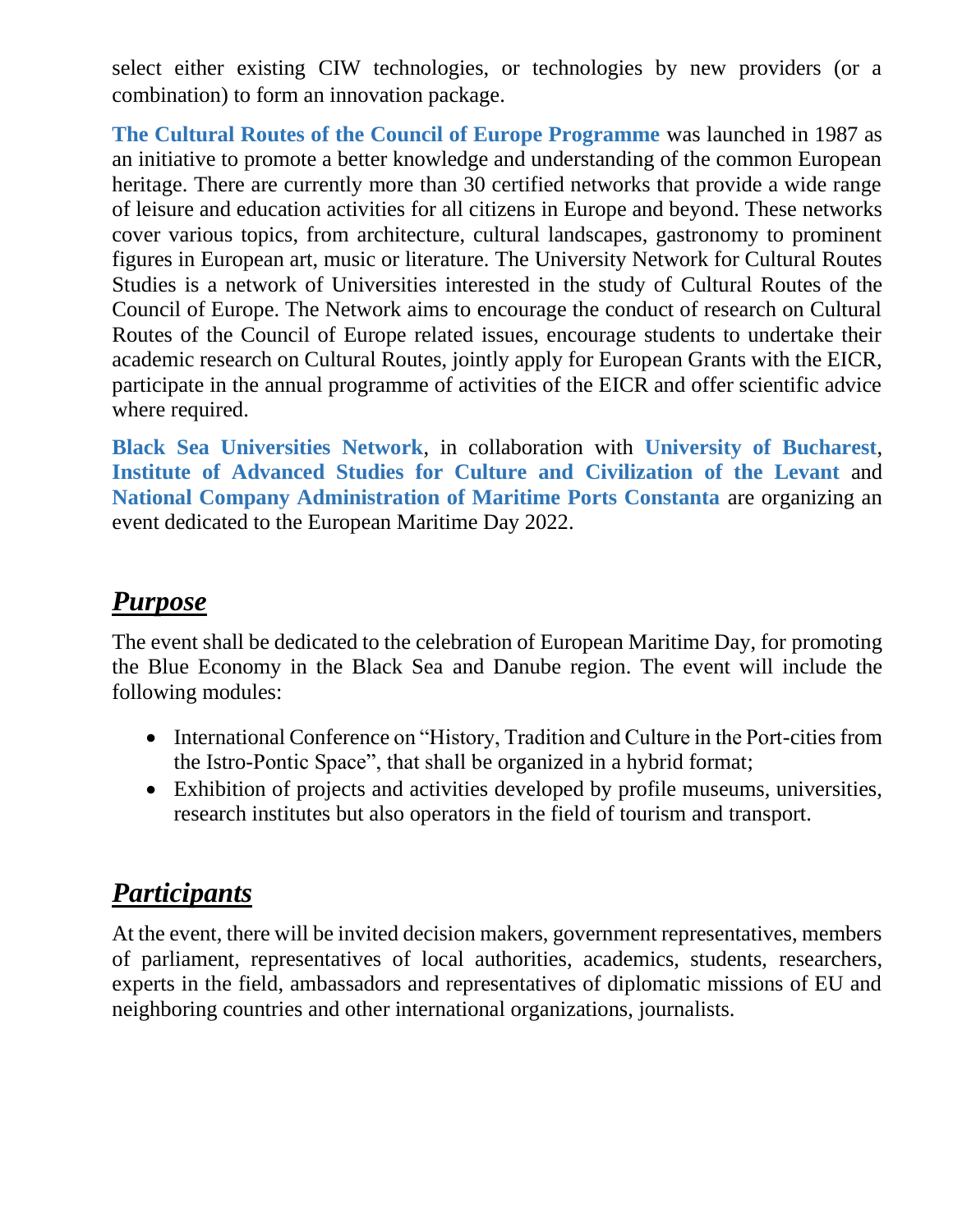select either existing CIW technologies, or technologies by new providers (or a combination) to form an innovation package.

**The Cultural Routes of the Council of Europe Programme** was launched in 1987 as an initiative to promote a better knowledge and understanding of the common European heritage. There are currently more than 30 certified networks that provide a wide range of leisure and education activities for all citizens in Europe and beyond. These networks cover various topics, from architecture, cultural landscapes, gastronomy to prominent figures in European art, music or literature. The University Network for Cultural Routes Studies is a network of Universities interested in the study of Cultural Routes of the Council of Europe. The Network aims to encourage the conduct of research on Cultural Routes of the Council of Europe related issues, encourage students to undertake their academic research on Cultural Routes, jointly apply for European Grants with the EICR, participate in the annual programme of activities of the EICR and offer scientific advice where required.

**Black Sea Universities Network**, in collaboration with **University of Bucharest**, **Institute of Advanced Studies for Culture and Civilization of the Levant** and **National Company Administration of Maritime Ports Constanta** are organizing an event dedicated to the European Maritime Day 2022.

## ***Purpose***

The event shall be dedicated to the celebration of European Maritime Day, for promoting the Blue Economy in the Black Sea and Danube region. The event will include the following modules:

- International Conference on "History, Tradition and Culture in the Port-cities from the Istro-Pontic Space", that shall be organized in a hybrid format;
- Exhibition of projects and activities developed by profile museums, universities, research institutes but also operators in the field of tourism and transport.

## ***Participants***

At the event, there will be invited decision makers, government representatives, members of parliament, representatives of local authorities, academics, students, researchers, experts in the field, ambassadors and representatives of diplomatic missions of EU and neighboring countries and other international organizations, journalists.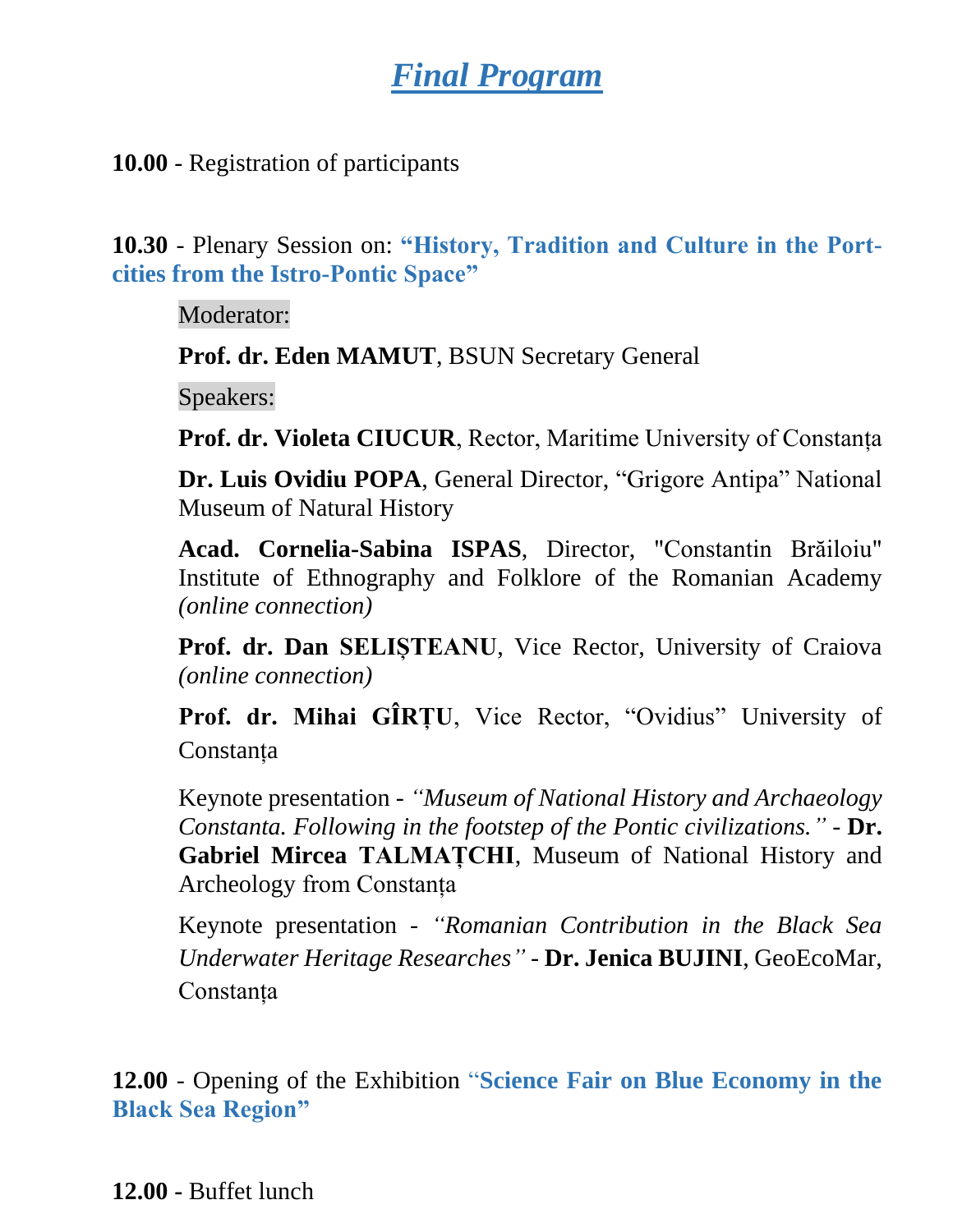# ***Final Program***

**10.00** - Registration of participants

**10.30** - Plenary Session on: **"History, Tradition and Culture in the Port-cities from the Istro-Pontic Space"**

Moderator:

**Prof. dr. Eden MAMUT**, BSUN Secretary General

Speakers:

**Prof. dr. Violeta CIUCUR**, Rector, Maritime University of Constanța

**Dr. Luis Ovidiu POPA**, General Director, "Grigore Antipa" National Museum of Natural History

**Acad. Cornelia-Sabina ISPAS**, Director, "Constantin Brăiloiu" Institute of Ethnography and Folklore of the Romanian Academy *(online connection)*

**Prof. dr. Dan SELIȘTEANU**, Vice Rector, University of Craiova *(online connection)*

**Prof. dr. Mihai GÎRȚU**, Vice Rector, "Ovidius" University of Constanța

Keynote presentation - *"Museum of National History and Archaeology Constanta. Following in the footstep of the Pontic civilizations."* - **Dr. Gabriel Mircea TALMAȚCHI**, Museum of National History and Archeology from Constanța

Keynote presentation - *"Romanian Contribution in the Black Sea Underwater Heritage Researches"* - **Dr. Jenica BUJINI**, GeoEcoMar, Constanța

**12.00** - Opening of the Exhibition **"Science Fair on Blue Economy in the Black Sea Region"**

**12.00 -** Buffet lunch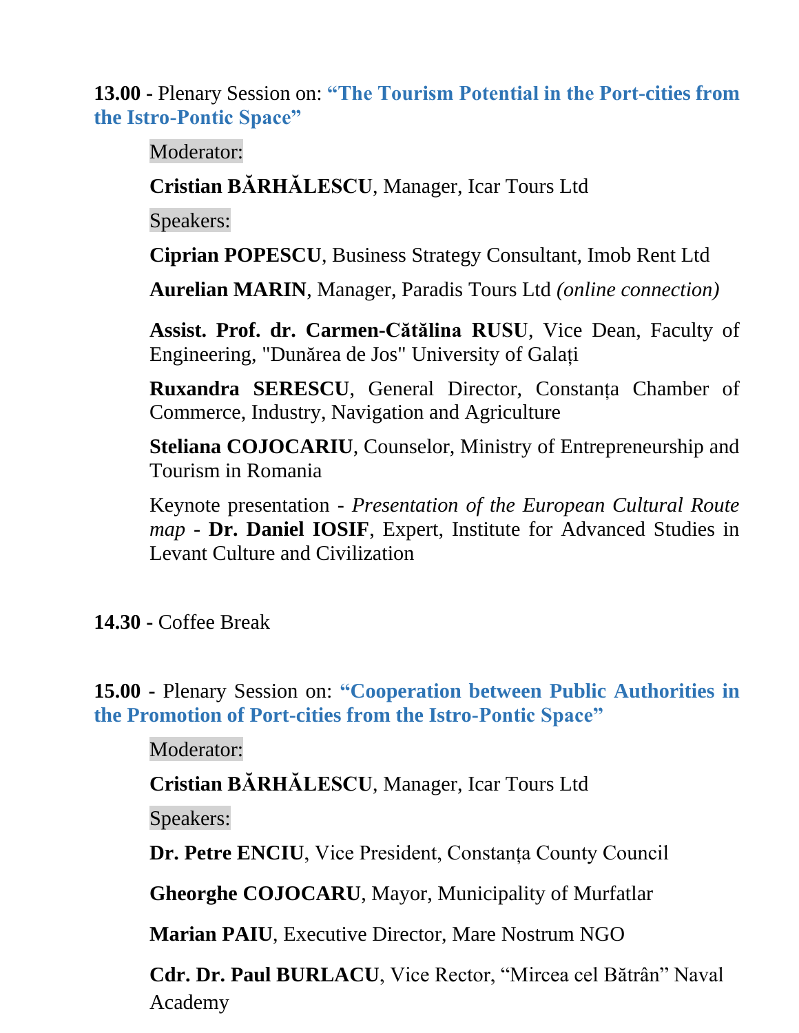**13.00 -** Plenary Session on: **"The Tourism Potential in the Port-cities from the Istro-Pontic Space"**

Moderator:

**Cristian BĂRHĂLESCU**, Manager, Icar Tours Ltd

Speakers:

**Ciprian POPESCU**, Business Strategy Consultant, Imob Rent Ltd

**Aurelian MARIN**, Manager, Paradis Tours Ltd *(online connection)*

**Assist. Prof. dr. Carmen-Cătălina RUSU**, Vice Dean, Faculty of Engineering, "Dunărea de Jos" University of Galați

**Ruxandra SERESCU**, General Director, Constanța Chamber of Commerce, Industry, Navigation and Agriculture

**Steliana COJOCARIU**, Counselor, Ministry of Entrepreneurship and Tourism in Romania

Keynote presentation - *Presentation of the European Cultural Route map* - **Dr. Daniel IOSIF**, Expert, Institute for Advanced Studies in Levant Culture and Civilization

**14.30 -** Coffee Break

**15.00 -** Plenary Session on: **"Cooperation between Public Authorities in the Promotion of Port-cities from the Istro-Pontic Space"**

Moderator:

**Cristian BĂRHĂLESCU**, Manager, Icar Tours Ltd

Speakers:

**Dr. Petre ENCIU**, Vice President, Constanța County Council

**Gheorghe COJOCARU**, Mayor, Municipality of Murfatlar

**Marian PAIU**, Executive Director, Mare Nostrum NGO

**Cdr. Dr. Paul BURLACU**, Vice Rector, "Mircea cel Bătrân" Naval Academy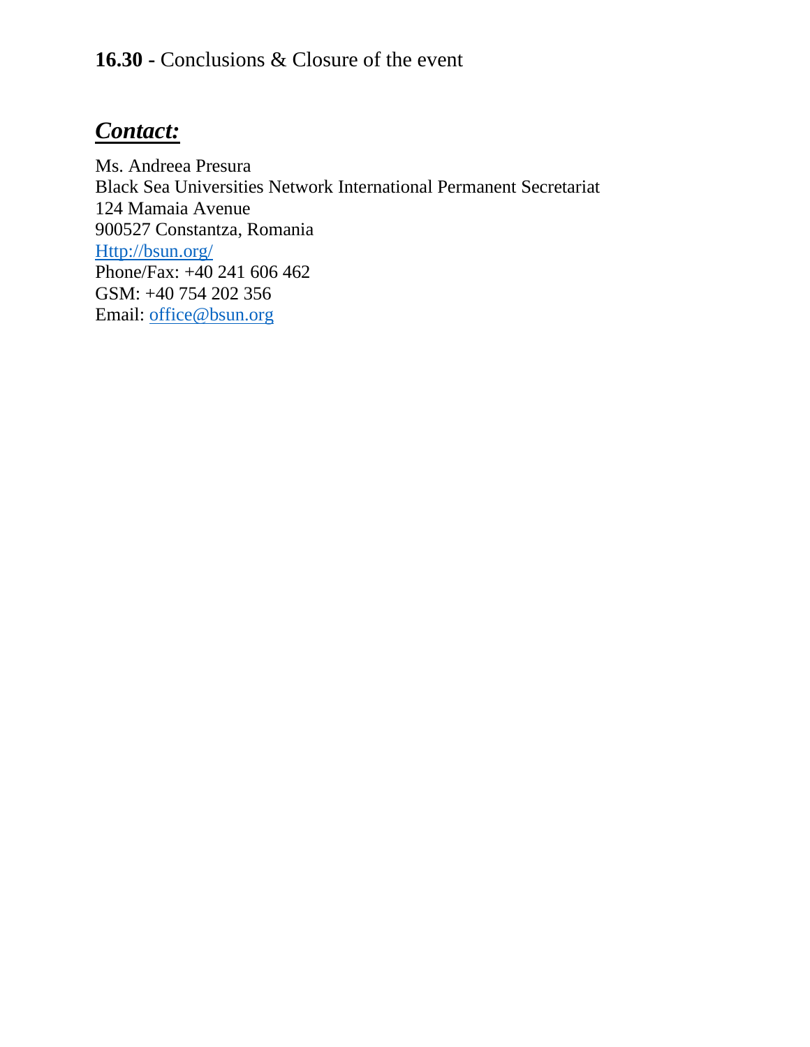**16.30 -** Conclusions & Closure of the event

## ***Contact:***

Ms. Andreea Presura
Black Sea Universities Network International Permanent Secretariat
124 Mamaia Avenue
900527 Constantza, Romania
[Http://bsun.org/](Http://bsun.org/)
Phone/Fax: +40 241 606 462
GSM: +40 754 202 356
Email: [office@bsun.org](mailto:office@bsun.org)